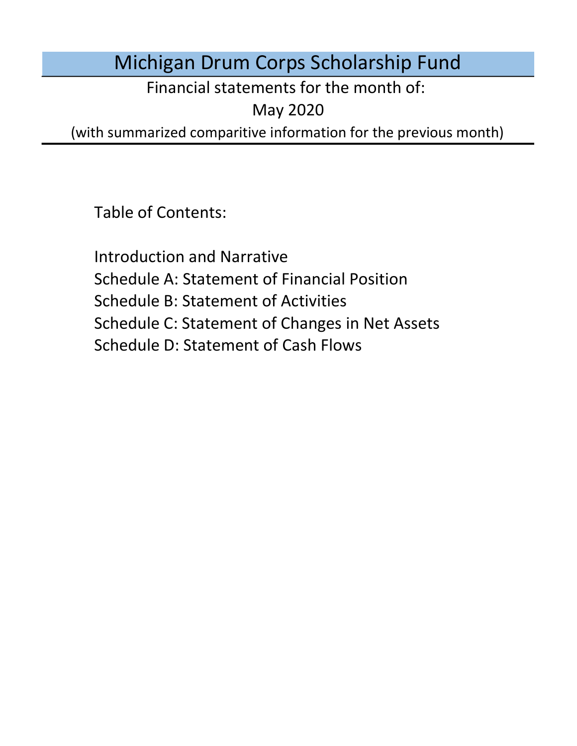# Michigan Drum Corps Scholarship Fund

Financial statements for the month of:

May 2020

(with summarized comparitive information for the previous month)

Table of Contents:

Introduction and Narrative
Schedule A: Statement of Financial Position
Schedule B: Statement of Activities
Schedule C: Statement of Changes in Net Assets
Schedule D: Statement of Cash Flows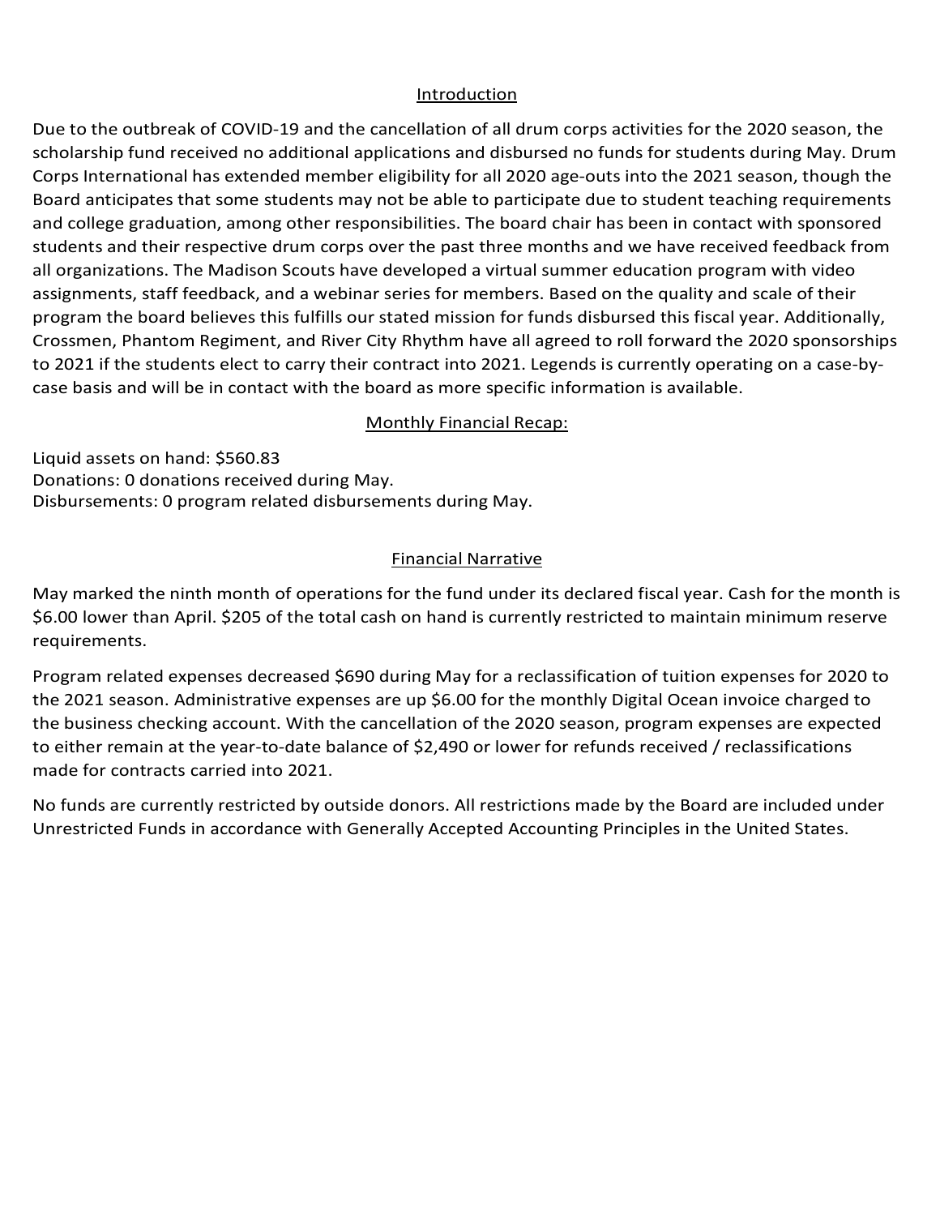## Introduction

Due to the outbreak of COVID-19 and the cancellation of all drum corps activities for the 2020 season, the scholarship fund received no additional applications and disbursed no funds for students during May. Drum Corps International has extended member eligibility for all 2020 age-outs into the 2021 season, though the Board anticipates that some students may not be able to participate due to student teaching requirements and college graduation, among other responsibilities. The board chair has been in contact with sponsored students and their respective drum corps over the past three months and we have received feedback from all organizations. The Madison Scouts have developed a virtual summer education program with video assignments, staff feedback, and a webinar series for members. Based on the quality and scale of their program the board believes this fulfills our stated mission for funds disbursed this fiscal year. Additionally, Crossmen, Phantom Regiment, and River City Rhythm have all agreed to roll forward the 2020 sponsorships to 2021 if the students elect to carry their contract into 2021. Legends is currently operating on a case-by-case basis and will be in contact with the board as more specific information is available.

## Monthly Financial Recap:

Liquid assets on hand: $560.83
Donations: 0 donations received during May.
Disbursements: 0 program related disbursements during May.

## Financial Narrative

May marked the ninth month of operations for the fund under its declared fiscal year. Cash for the month is $6.00 lower than April. $205 of the total cash on hand is currently restricted to maintain minimum reserve requirements.

Program related expenses decreased $690 during May for a reclassification of tuition expenses for 2020 to the 2021 season. Administrative expenses are up $6.00 for the monthly Digital Ocean invoice charged to the business checking account. With the cancellation of the 2020 season, program expenses are expected to either remain at the year-to-date balance of $2,490 or lower for refunds received / reclassifications made for contracts carried into 2021.

No funds are currently restricted by outside donors. All restrictions made by the Board are included under Unrestricted Funds in accordance with Generally Accepted Accounting Principles in the United States.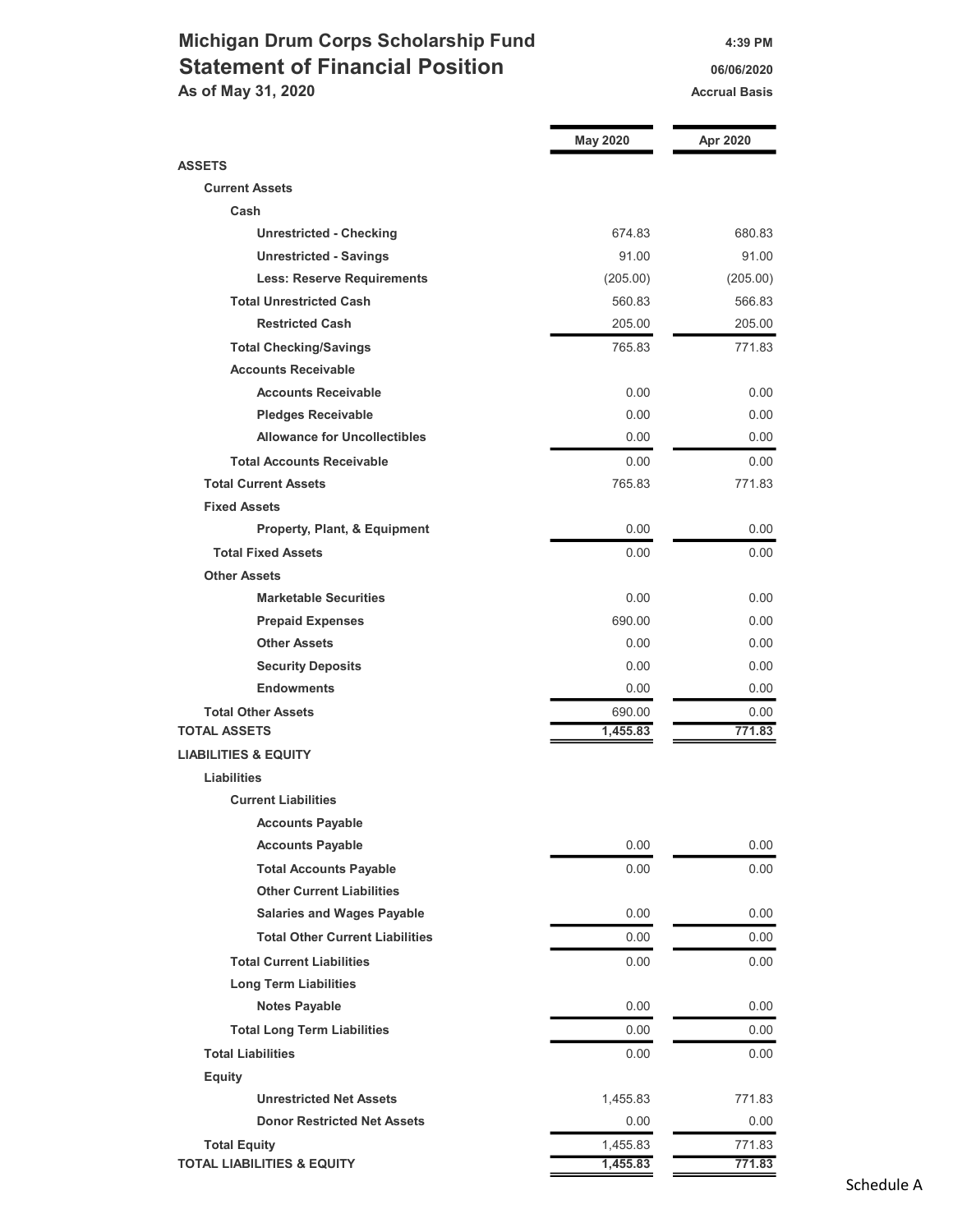# Michigan Drum Corps Scholarship Fund

## Statement of Financial Position

**As of May 31, 2020**

4:39 PM
06/06/2020
Accrual Basis

| | May 2020 | Apr 2020 |
|---|---|---|
| **ASSETS** | | |
| **Current Assets** | | |
| **Cash** | | |
| **Unrestricted - Checking** | 674.83 | 680.83 |
| **Unrestricted - Savings** | 91.00 | 91.00 |
| **Less: Reserve Requirements** | (205.00) | (205.00) |
| **Total Unrestricted Cash** | 560.83 | 566.83 |
| **Restricted Cash** | 205.00 | 205.00 |
| **Total Checking/Savings** | 765.83 | 771.83 |
| **Accounts Receivable** | | |
| **Accounts Receivable** | 0.00 | 0.00 |
| **Pledges Receivable** | 0.00 | 0.00 |
| **Allowance for Uncollectibles** | 0.00 | 0.00 |
| **Total Accounts Receivable** | 0.00 | 0.00 |
| **Total Current Assets** | 765.83 | 771.83 |
| **Fixed Assets** | | |
| **Property, Plant, & Equipment** | 0.00 | 0.00 |
| **Total Fixed Assets** | 0.00 | 0.00 |
| **Other Assets** | | |
| **Marketable Securities** | 0.00 | 0.00 |
| **Prepaid Expenses** | 690.00 | 0.00 |
| **Other Assets** | 0.00 | 0.00 |
| **Security Deposits** | 0.00 | 0.00 |
| **Endowments** | 0.00 | 0.00 |
| **Total Other Assets** | 690.00 | 0.00 |
| **TOTAL ASSETS** | **1,455.83** | **771.83** |
| **LIABILITIES & EQUITY** | | |
| **Liabilities** | | |
| **Current Liabilities** | | |
| **Accounts Payable** | | |
| **Accounts Payable** | 0.00 | 0.00 |
| **Total Accounts Payable** | 0.00 | 0.00 |
| **Other Current Liabilities** | | |
| **Salaries and Wages Payable** | 0.00 | 0.00 |
| **Total Other Current Liabilities** | 0.00 | 0.00 |
| **Total Current Liabilities** | 0.00 | 0.00 |
| **Long Term Liabilities** | | |
| **Notes Payable** | 0.00 | 0.00 |
| **Total Long Term Liabilities** | 0.00 | 0.00 |
| **Total Liabilities** | 0.00 | 0.00 |
| **Equity** | | |
| **Unrestricted Net Assets** | 1,455.83 | 771.83 |
| **Donor Restricted Net Assets** | 0.00 | 0.00 |
| **Total Equity** | 1,455.83 | 771.83 |
| **TOTAL LIABILITIES & EQUITY** | **1,455.83** | **771.83** |

Schedule A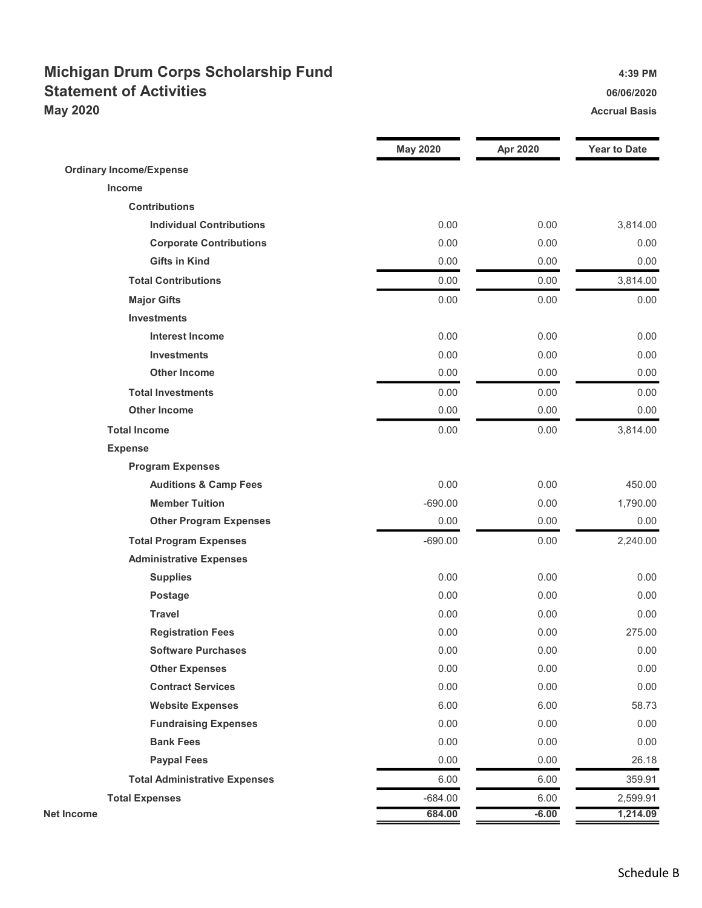# Michigan Drum Corps Scholarship Fund

## Statement of Activities

### May 2020

4:39 PM

06/06/2020

Accrual Basis

| | May 2020 | Apr 2020 | Year to Date |
|---|---|---|---|
| **Ordinary Income/Expense** | | | |
| **Income** | | | |
| **Contributions** | | | |
| **Individual Contributions** | 0.00 | 0.00 | 3,814.00 |
| **Corporate Contributions** | 0.00 | 0.00 | 0.00 |
| **Gifts in Kind** | 0.00 | 0.00 | 0.00 |
| **Total Contributions** | 0.00 | 0.00 | 3,814.00 |
| **Major Gifts** | 0.00 | 0.00 | 0.00 |
| **Investments** | | | |
| **Interest Income** | 0.00 | 0.00 | 0.00 |
| **Investments** | 0.00 | 0.00 | 0.00 |
| **Other Income** | 0.00 | 0.00 | 0.00 |
| **Total Investments** | 0.00 | 0.00 | 0.00 |
| **Other Income** | 0.00 | 0.00 | 0.00 |
| **Total Income** | 0.00 | 0.00 | 3,814.00 |
| **Expense** | | | |
| **Program Expenses** | | | |
| **Auditions & Camp Fees** | 0.00 | 0.00 | 450.00 |
| **Member Tuition** | -690.00 | 0.00 | 1,790.00 |
| **Other Program Expenses** | 0.00 | 0.00 | 0.00 |
| **Total Program Expenses** | -690.00 | 0.00 | 2,240.00 |
| **Administrative Expenses** | | | |
| **Supplies** | 0.00 | 0.00 | 0.00 |
| **Postage** | 0.00 | 0.00 | 0.00 |
| **Travel** | 0.00 | 0.00 | 0.00 |
| **Registration Fees** | 0.00 | 0.00 | 275.00 |
| **Software Purchases** | 0.00 | 0.00 | 0.00 |
| **Other Expenses** | 0.00 | 0.00 | 0.00 |
| **Contract Services** | 0.00 | 0.00 | 0.00 |
| **Website Expenses** | 6.00 | 6.00 | 58.73 |
| **Fundraising Expenses** | 0.00 | 0.00 | 0.00 |
| **Bank Fees** | 0.00 | 0.00 | 0.00 |
| **Paypal Fees** | 0.00 | 0.00 | 26.18 |
| **Total Administrative Expenses** | 6.00 | 6.00 | 359.91 |
| **Total Expenses** | -684.00 | 6.00 | 2,599.91 |
| **Net Income** | **684.00** | **-6.00** | **1,214.09** |

Schedule B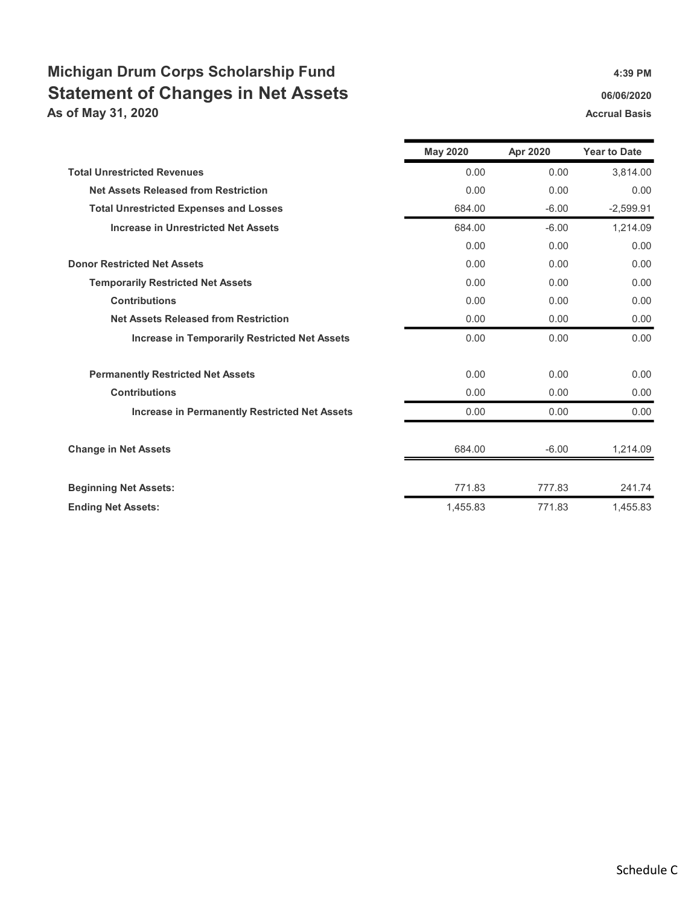# Michigan Drum Corps Scholarship Fund

## Statement of Changes in Net Assets

**As of May 31, 2020**

**4:39 PM**
**06/06/2020**
**Accrual Basis**

| | May 2020 | Apr 2020 | Year to Date |
|---|---|---|---|
| **Total Unrestricted Revenues** | 0.00 | 0.00 | 3,814.00 |
| **Net Assets Released from Restriction** | 0.00 | 0.00 | 0.00 |
| **Total Unrestricted Expenses and Losses** | 684.00 | -6.00 | -2,599.91 |
| **Increase in Unrestricted Net Assets** | 684.00 | -6.00 | 1,214.09 |
| | 0.00 | 0.00 | 0.00 |
| **Donor Restricted Net Assets** | 0.00 | 0.00 | 0.00 |
| **Temporarily Restricted Net Assets** | 0.00 | 0.00 | 0.00 |
| **Contributions** | 0.00 | 0.00 | 0.00 |
| **Net Assets Released from Restriction** | 0.00 | 0.00 | 0.00 |
| **Increase in Temporarily Restricted Net Assets** | 0.00 | 0.00 | 0.00 |
| **Permanently Restricted Net Assets** | 0.00 | 0.00 | 0.00 |
| **Contributions** | 0.00 | 0.00 | 0.00 |
| **Increase in Permanently Restricted Net Assets** | 0.00 | 0.00 | 0.00 |
| **Change in Net Assets** | 684.00 | -6.00 | 1,214.09 |
| **Beginning Net Assets:** | 771.83 | 777.83 | 241.74 |
| **Ending Net Assets:** | 1,455.83 | 771.83 | 1,455.83 |

Schedule C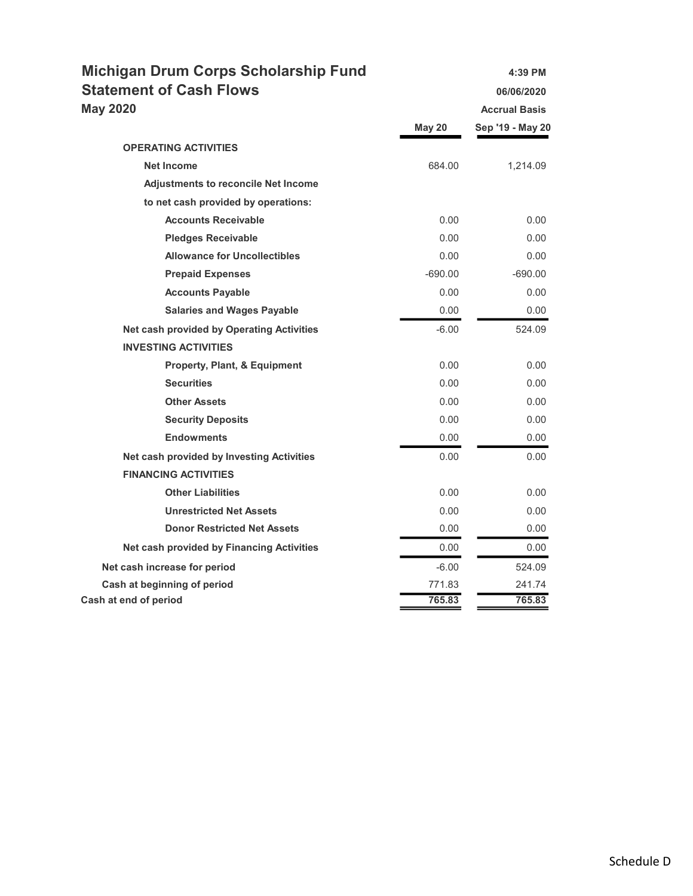# Michigan Drum Corps Scholarship Fund

## Statement of Cash Flows

### May 2020

4:39 PM
06/06/2020
Accrual Basis

| | May 20 | Sep '19 - May 20 |
|---|---|---|
| **OPERATING ACTIVITIES** | | |
| **Net Income** | 684.00 | 1,214.09 |
| **Adjustments to reconcile Net Income** | | |
| **to net cash provided by operations:** | | |
| **Accounts Receivable** | 0.00 | 0.00 |
| **Pledges Receivable** | 0.00 | 0.00 |
| **Allowance for Uncollectibles** | 0.00 | 0.00 |
| **Prepaid Expenses** | -690.00 | -690.00 |
| **Accounts Payable** | 0.00 | 0.00 |
| **Salaries and Wages Payable** | 0.00 | 0.00 |
| **Net cash provided by Operating Activities** | -6.00 | 524.09 |
| **INVESTING ACTIVITIES** | | |
| **Property, Plant, & Equipment** | 0.00 | 0.00 |
| **Securities** | 0.00 | 0.00 |
| **Other Assets** | 0.00 | 0.00 |
| **Security Deposits** | 0.00 | 0.00 |
| **Endowments** | 0.00 | 0.00 |
| **Net cash provided by Investing Activities** | 0.00 | 0.00 |
| **FINANCING ACTIVITIES** | | |
| **Other Liabilities** | 0.00 | 0.00 |
| **Unrestricted Net Assets** | 0.00 | 0.00 |
| **Donor Restricted Net Assets** | 0.00 | 0.00 |
| **Net cash provided by Financing Activities** | 0.00 | 0.00 |
| **Net cash increase for period** | -6.00 | 524.09 |
| **Cash at beginning of period** | 771.83 | 241.74 |
| **Cash at end of period** | **765.83** | **765.83** |

Schedule D